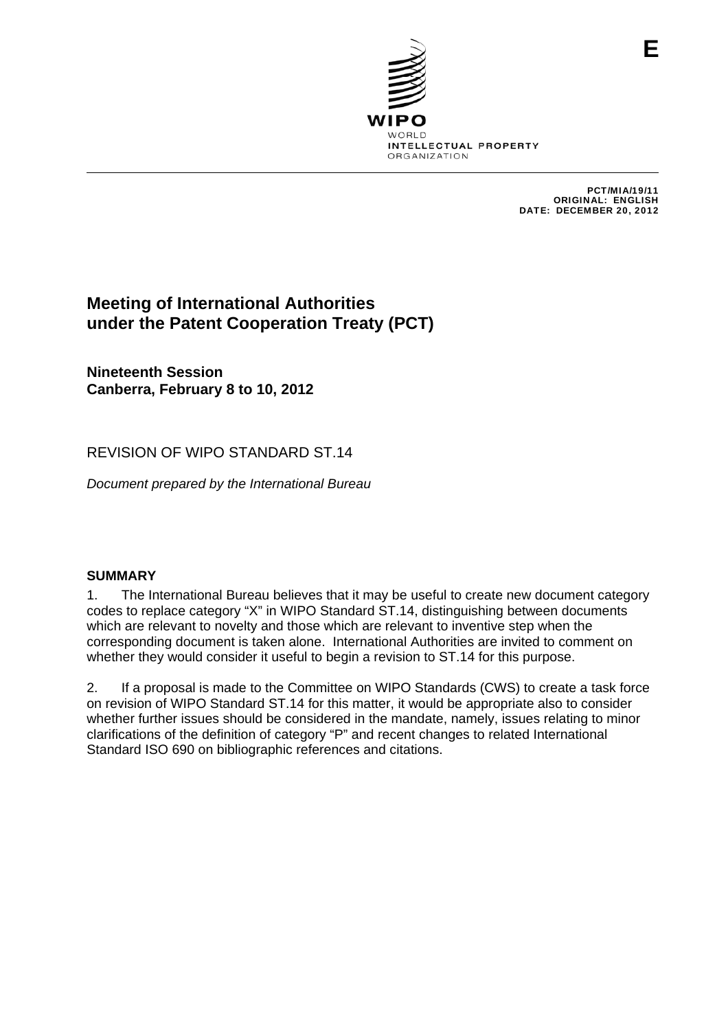E

WIPO
WORLD
INTELLECTUAL PROPERTY
ORGANIZATION

PCT/MIA/19/11
ORIGINAL: ENGLISH
DATE: DECEMBER 20, 2012

# Meeting of International Authorities under the Patent Cooperation Treaty (PCT)

**Nineteenth Session**
**Canberra, February 8 to 10, 2012**

## REVISION OF WIPO STANDARD ST.14

*Document prepared by the International Bureau*

### SUMMARY

1. The International Bureau believes that it may be useful to create new document category codes to replace category "X" in WIPO Standard ST.14, distinguishing between documents which are relevant to novelty and those which are relevant to inventive step when the corresponding document is taken alone. International Authorities are invited to comment on whether they would consider it useful to begin a revision to ST.14 for this purpose.

2. If a proposal is made to the Committee on WIPO Standards (CWS) to create a task force on revision of WIPO Standard ST.14 for this matter, it would be appropriate also to consider whether further issues should be considered in the mandate, namely, issues relating to minor clarifications of the definition of category "P" and recent changes to related International Standard ISO 690 on bibliographic references and citations.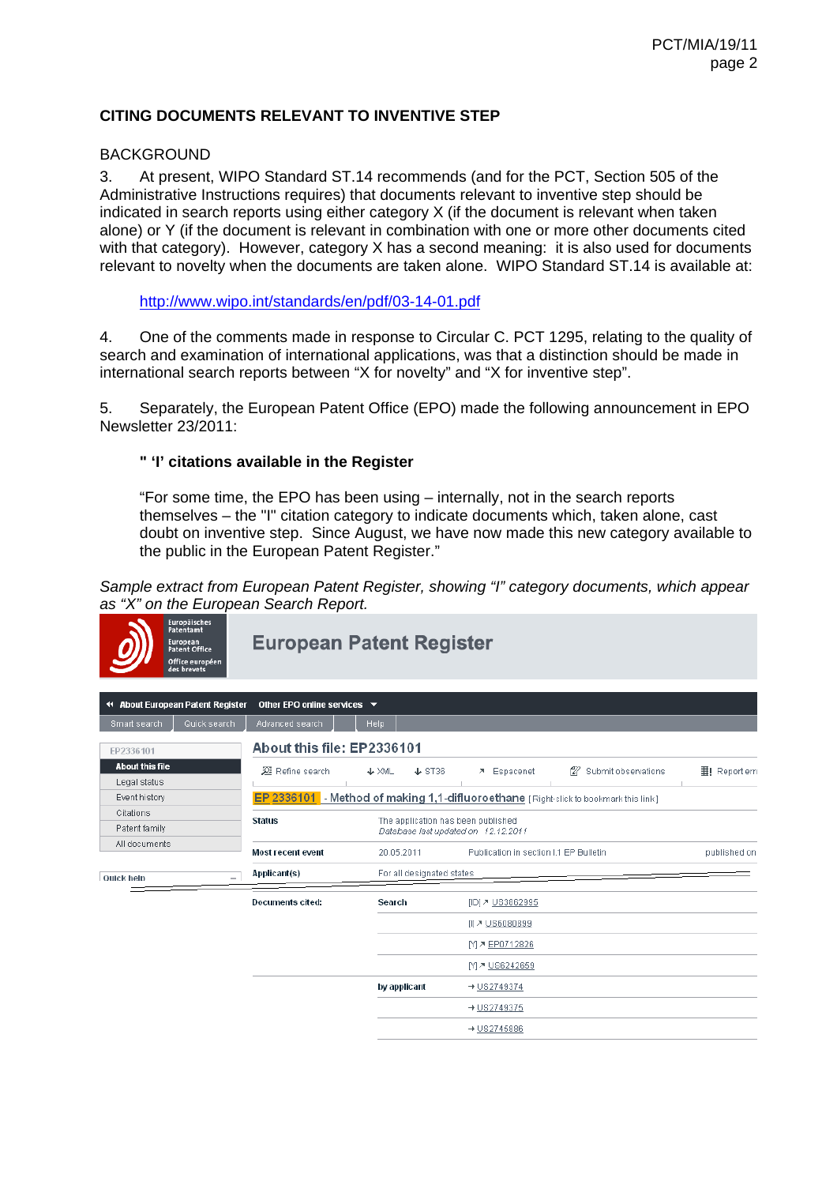### CITING DOCUMENTS RELEVANT TO INVENTIVE STEP

BACKGROUND

3. At present, WIPO Standard ST.14 recommends (and for the PCT, Section 505 of the Administrative Instructions requires) that documents relevant to inventive step should be indicated in search reports using either category X (if the document is relevant when taken alone) or Y (if the document is relevant in combination with one or more other documents cited with that category). However, category X has a second meaning: it is also used for documents relevant to novelty when the documents are taken alone. WIPO Standard ST.14 is available at:

> http://www.wipo.int/standards/en/pdf/03-14-01.pdf

4. One of the comments made in response to Circular C. PCT 1295, relating to the quality of search and examination of international applications, was that a distinction should be made in international search reports between "X for novelty" and "X for inventive step".

5. Separately, the European Patent Office (EPO) made the following announcement in EPO Newsletter 23/2011:

> **" 'I' citations available in the Register**
>
> "For some time, the EPO has been using – internally, not in the search reports themselves – the "I" citation category to indicate documents which, taken alone, cast doubt on inventive step. Since August, we have now made this new category available to the public in the European Patent Register."

*Sample extract from European Patent Register, showing "I" category documents, which appear as "X" on the European Search Report.*

Europäisches Patentamt
European Patent Office
Office européen des brevets

**European Patent Register**

About European Patent Register | Other EPO online services
Smart search | Quick search | Advanced search | Help

EP2336101
- About this file
- Legal status
- Event history
- Citations
- Patent family
- All documents

Quick help

**About this file: EP2336101**

Refine search | XML | ST36 | Espacenet | Submit observations | Report err

**EP 2336101** - Method of making 1,1-difluoroethane [Right-click to bookmark this link]

| | | | |
|---|---|---|---|
| **Status** | The application has been published<br>*Database last updated on 12.12.2011* | | |
| **Most recent event** | 20.05.2011 | Publication in section I.1 EP Bulletin | published on |
| **Applicant(s)** | For all designated states | | |
| **Documents cited:** | **Search** | [ID] US3862995 | |
| | | [I] US6080899 | |
| | | [Y] EP0712826 | |
| | | [Y] US6242659 | |
| | **by applicant** | US2749374 | |
| | | US2749375 | |
| | | US2745886 | |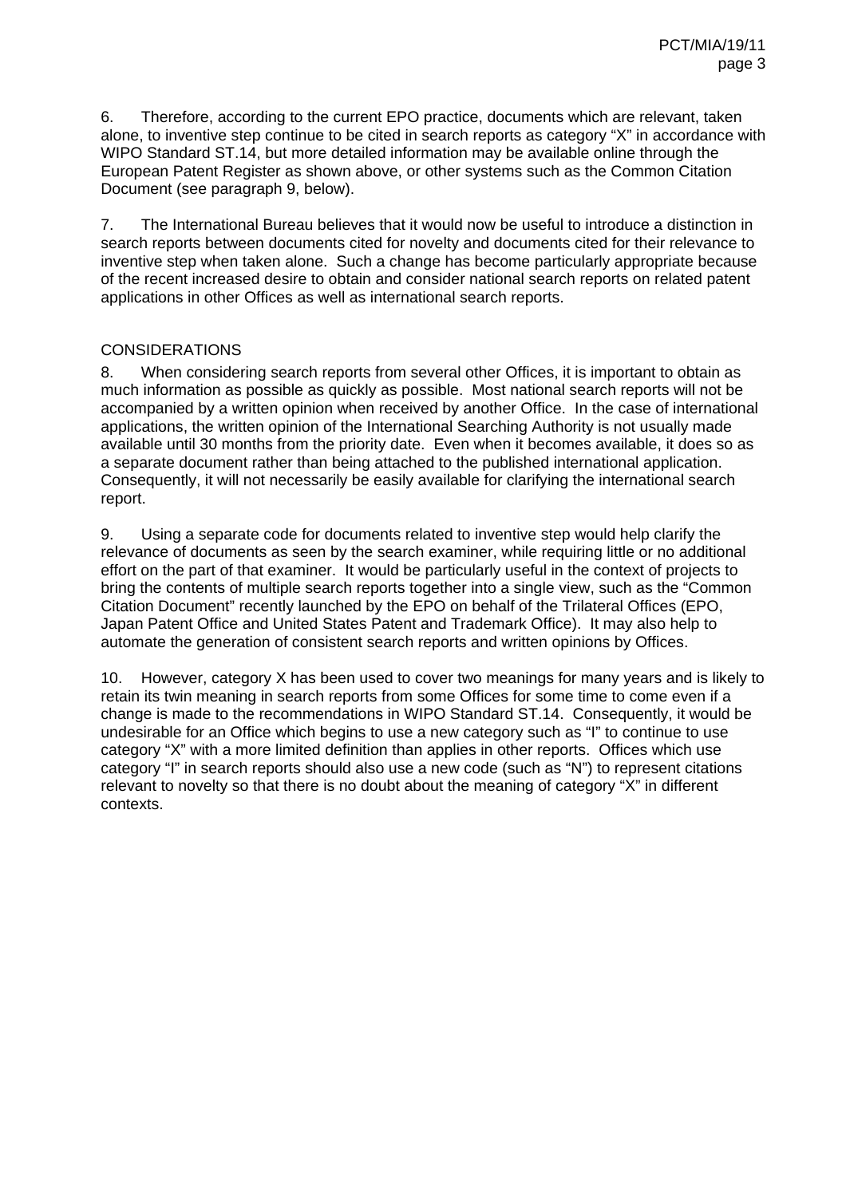6. Therefore, according to the current EPO practice, documents which are relevant, taken alone, to inventive step continue to be cited in search reports as category "X" in accordance with WIPO Standard ST.14, but more detailed information may be available online through the European Patent Register as shown above, or other systems such as the Common Citation Document (see paragraph 9, below).

7. The International Bureau believes that it would now be useful to introduce a distinction in search reports between documents cited for novelty and documents cited for their relevance to inventive step when taken alone. Such a change has become particularly appropriate because of the recent increased desire to obtain and consider national search reports on related patent applications in other Offices as well as international search reports.

## CONSIDERATIONS

8. When considering search reports from several other Offices, it is important to obtain as much information as possible as quickly as possible. Most national search reports will not be accompanied by a written opinion when received by another Office. In the case of international applications, the written opinion of the International Searching Authority is not usually made available until 30 months from the priority date. Even when it becomes available, it does so as a separate document rather than being attached to the published international application. Consequently, it will not necessarily be easily available for clarifying the international search report.

9. Using a separate code for documents related to inventive step would help clarify the relevance of documents as seen by the search examiner, while requiring little or no additional effort on the part of that examiner. It would be particularly useful in the context of projects to bring the contents of multiple search reports together into a single view, such as the "Common Citation Document" recently launched by the EPO on behalf of the Trilateral Offices (EPO, Japan Patent Office and United States Patent and Trademark Office). It may also help to automate the generation of consistent search reports and written opinions by Offices.

10. However, category X has been used to cover two meanings for many years and is likely to retain its twin meaning in search reports from some Offices for some time to come even if a change is made to the recommendations in WIPO Standard ST.14. Consequently, it would be undesirable for an Office which begins to use a new category such as "I" to continue to use category "X" with a more limited definition than applies in other reports. Offices which use category "I" in search reports should also use a new code (such as "N") to represent citations relevant to novelty so that there is no doubt about the meaning of category "X" in different contexts.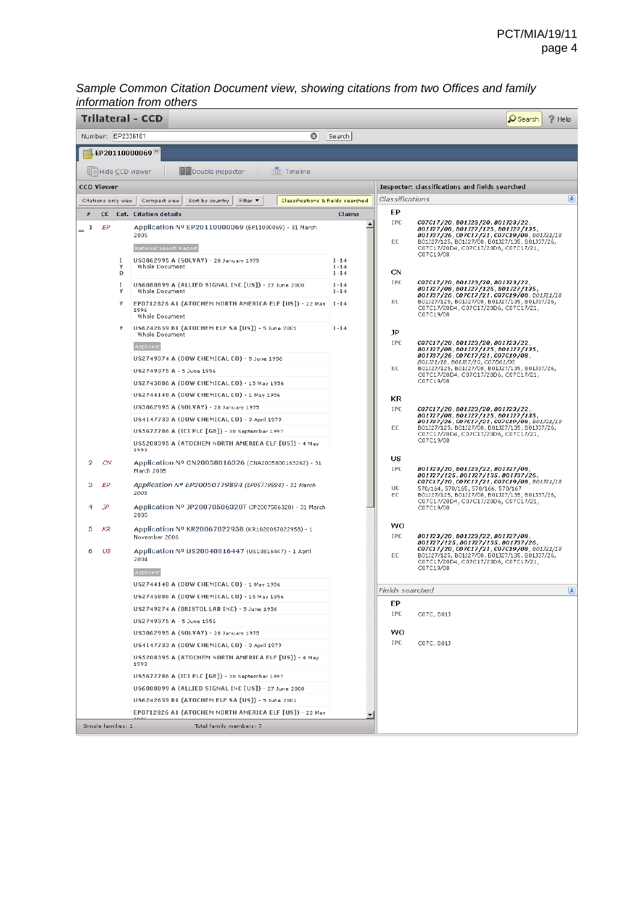*Sample Common Citation Document view, showing citations from two Offices and family information from others*

**Trilateral - CCD**

Search | ? Help

Number: EP2336101 | Search

EP20110000069

Hide CCD viewer | Double inspector | Timeline

**CCD Viewer**

Citations only view | Compact view | Sort by country | Filter ▼ | Classifications & fields searched

| # | CC | Cat. | Citation details | Claims |
|---|---|---|---|---|
| 1 | EP | | Application Nº EP20110000069 (EP11000069) - 31 March 2005 | |
| | | | National Search Report | |
| | | I Y D | US3862995 A (SOLVAY) - 28 January 1975 Whole Document | 1-14 1-14 1-14 |
| | | I Y | US6080899 A (ALLIED SIGNAL INC [US]) - 27 June 2000 Whole Document | 1-14 1-14 |
| | | Y | EP0712826 A1 (ATOCHEM NORTH AMERICA ELF [US]) - 22 May 1996 Whole Document | 1-14 |
| | | Y | US6242659 B1 (ATOCHEM ELF SA [US]) - 5 June 2001 Whole Document | 1-14 |
| | | | Applicant | |
| | | | US2749374 A (DOW CHEMICAL CO) - 5 June 1956 | |
| | | | US2749375 A - 5 June 1956 | |
| | | | US2745886 A (DOW CHEMICAL CO) - 15 May 1956 | |
| | | | US2744148 A (DOW CHEMICAL CO) - 1 May 1956 | |
| | | | US3862995 A (SOLVAY) - 28 January 1975 | |
| | | | US4147733 A (DOW CHEMICAL CO) - 3 April 1979 | |
| | | | US5672786 A (ICI PLC [GB]) - 30 September 1997 | |
| | | | US5208395 A (ATOCHEM NORTH AMERICA ELF [US]) - 4 May 1993 | |
| 2 | CN | | Application Nº CN20058016326 (CNA2005800163262) - 31 March 2005 | |
| 3 | EP | | Application Nº EP20050779894 (EP05779894) - 31 March 2005 | |
| 4 | JP | | Application Nº JP20070506320T (JP2007506320) - 31 March 2005 | |
| 5 | KR | | Application Nº KR20067022958 (KR1020067022958) - 1 November 2006 | |
| 6 | US | | Application Nº US20040816447 (US10816447) - 1 April 2004 | |
| | | | Applicant | |
| | | | US2744148 A (DOW CHEMICAL CO) - 1 May 1956 | |
| | | | US2745886 A (DOW CHEMICAL CO) - 15 May 1956 | |
| | | | US2749274 A (BRISTOL LAB INC) - 5 June 1956 | |
| | | | US2749375 A - 5 June 1956 | |
| | | | US3862995 A (SOLVAY) - 28 January 1975 | |
| | | | US4147733 A (DOW CHEMICAL CO) - 3 April 1979 | |
| | | | US5208395 A (ATOCHEM NORTH AMERICA ELF [US]) - 4 May 1993 | |
| | | | US5672786 A (ICI PLC [GB]) - 30 September 1997 | |
| | | | US6080899 A (ALLIED SIGNAL INC [US]) - 27 June 2000 | |
| | | | US6242659 B1 (ATOCHEM ELF SA [US]) - 5 June 2001 | |
| | | | EP0712826 A1 (ATOCHEM NORTH AMERICA ELF [US]) - 22 May 1996 | |

Simple families: 1 | Total family members: 7

**Inspector: classifications and fields searched**

*Classifications*

**EP**
- IPC: C07C17/20, B01J23/20, B01J23/22, B01J27/08, B01J27/125, B01J27/135, B01J37/26, C07C17/21, C07C19/08, B01J21/18
- EC: B01J27/125, B01J27/08, B01J27/135, B01J37/26, C07C17/20D4, C07C17/20D6, C07C17/21, C07C19/08

**CN**
- IPC: C07C17/20, B01J23/20, B01J23/22, B01J27/08, B01J27/125, B01J27/135, B01J37/26, C07C17/21, C07C19/08, B01J21/18
- EC: B01J27/125, B01J27/08, B01J27/135, B01J37/26, C07C17/20D4, C07C17/20D6, C07C17/21, C07C19/08

**JP**
- IPC: C07C17/20, B01J23/20, B01J23/22, B01J27/08, B01J27/125, B01J27/135, B01J37/26, C07C17/21, C07C19/08, B01J21/18, B01J27/10, C07B61/00
- EC: B01J27/125, B01J27/08, B01J27/135, B01J37/26, C07C17/20D4, C07C17/20D6, C07C17/21, C07C19/08

**KR**
- IPC: C07C17/20, B01J23/20, B01J23/22, B01J27/08, B01J27/125, B01J27/135, B01J37/26, C07C17/21, C07C19/08, B01J21/18
- EC: B01J27/125, B01J27/08, B01J27/135, B01J37/26, C07C17/20D4, C07C17/20D6, C07C17/21, C07C19/08

**US**
- IPC: B01J23/20, B01J23/22, B01J27/08, B01J27/125, B01J27/135, B01J37/26, C07C17/20, C07C17/21, C07C19/08, B01J21/18
- UC: 570/164, 570/165, 570/166, 570/167
- EC: B01J27/125, B01J27/08, B01J27/135, B01J37/26, C07C17/20D4, C07C17/20D6, C07C17/21, C07C19/08

**WO**
- IPC: B01J23/20, B01J23/22, B01J27/08, B01J27/125, B01J27/135, B01J37/26, C07C17/20, C07C17/21, C07C19/08, B01J21/18
- EC: B01J27/125, B01J27/08, B01J27/135, B01J37/26, C07C17/20D4, C07C17/20D6, C07C17/21, C07C19/08

*Fields searched*

**EP**
- IPC: C07C, B01J

**WO**
- IPC: C07C, B01J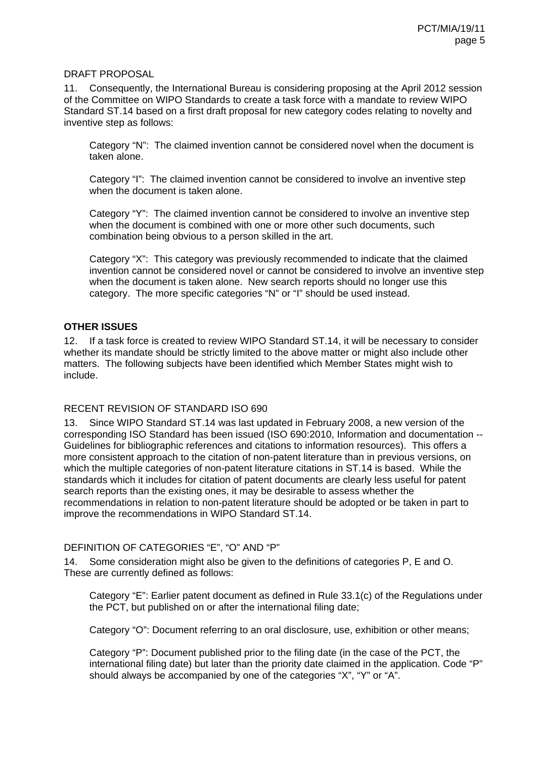DRAFT PROPOSAL

11. Consequently, the International Bureau is considering proposing at the April 2012 session of the Committee on WIPO Standards to create a task force with a mandate to review WIPO Standard ST.14 based on a first draft proposal for new category codes relating to novelty and inventive step as follows:

> Category "N": The claimed invention cannot be considered novel when the document is taken alone.
>
> Category "I": The claimed invention cannot be considered to involve an inventive step when the document is taken alone.
>
> Category "Y": The claimed invention cannot be considered to involve an inventive step when the document is combined with one or more other such documents, such combination being obvious to a person skilled in the art.
>
> Category "X": This category was previously recommended to indicate that the claimed invention cannot be considered novel or cannot be considered to involve an inventive step when the document is taken alone. New search reports should no longer use this category. The more specific categories "N" or "I" should be used instead.

## OTHER ISSUES

12. If a task force is created to review WIPO Standard ST.14, it will be necessary to consider whether its mandate should be strictly limited to the above matter or might also include other matters. The following subjects have been identified which Member States might wish to include.

RECENT REVISION OF STANDARD ISO 690

13. Since WIPO Standard ST.14 was last updated in February 2008, a new version of the corresponding ISO Standard has been issued (ISO 690:2010, Information and documentation -- Guidelines for bibliographic references and citations to information resources). This offers a more consistent approach to the citation of non-patent literature than in previous versions, on which the multiple categories of non-patent literature citations in ST.14 is based. While the standards which it includes for citation of patent documents are clearly less useful for patent search reports than the existing ones, it may be desirable to assess whether the recommendations in relation to non-patent literature should be adopted or be taken in part to improve the recommendations in WIPO Standard ST.14.

DEFINITION OF CATEGORIES "E", "O" AND "P"

14. Some consideration might also be given to the definitions of categories P, E and O. These are currently defined as follows:

> Category "E": Earlier patent document as defined in Rule 33.1(c) of the Regulations under the PCT, but published on or after the international filing date;
>
> Category "O": Document referring to an oral disclosure, use, exhibition or other means;
>
> Category "P": Document published prior to the filing date (in the case of the PCT, the international filing date) but later than the priority date claimed in the application. Code "P" should always be accompanied by one of the categories "X", "Y" or "A".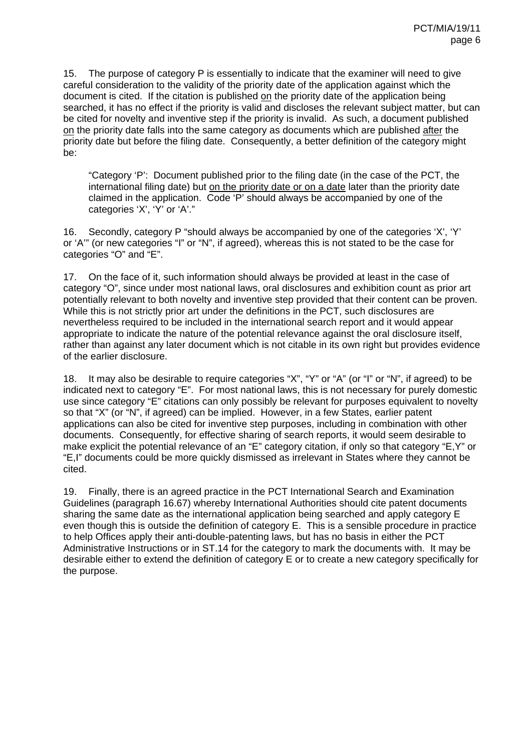15. The purpose of category P is essentially to indicate that the examiner will need to give careful consideration to the validity of the priority date of the application against which the document is cited. If the citation is published <u>on</u> the priority date of the application being searched, it has no effect if the priority is valid and discloses the relevant subject matter, but can be cited for novelty and inventive step if the priority is invalid. As such, a document published <u>on</u> the priority date falls into the same category as documents which are published <u>after</u> the priority date but before the filing date. Consequently, a better definition of the category might be:

> "Category 'P': Document published prior to the filing date (in the case of the PCT, the international filing date) but <u>on the priority date or on a date</u> later than the priority date claimed in the application. Code 'P' should always be accompanied by one of the categories 'X', 'Y' or 'A'."

16. Secondly, category P "should always be accompanied by one of the categories 'X', 'Y' or 'A'" (or new categories "I" or "N", if agreed), whereas this is not stated to be the case for categories "O" and "E".

17. On the face of it, such information should always be provided at least in the case of category "O", since under most national laws, oral disclosures and exhibition count as prior art potentially relevant to both novelty and inventive step provided that their content can be proven. While this is not strictly prior art under the definitions in the PCT, such disclosures are nevertheless required to be included in the international search report and it would appear appropriate to indicate the nature of the potential relevance against the oral disclosure itself, rather than against any later document which is not citable in its own right but provides evidence of the earlier disclosure.

18. It may also be desirable to require categories "X", "Y" or "A" (or "I" or "N", if agreed) to be indicated next to category "E". For most national laws, this is not necessary for purely domestic use since category "E" citations can only possibly be relevant for purposes equivalent to novelty so that "X" (or "N", if agreed) can be implied. However, in a few States, earlier patent applications can also be cited for inventive step purposes, including in combination with other documents. Consequently, for effective sharing of search reports, it would seem desirable to make explicit the potential relevance of an "E" category citation, if only so that category "E,Y" or "E,I" documents could be more quickly dismissed as irrelevant in States where they cannot be cited.

19. Finally, there is an agreed practice in the PCT International Search and Examination Guidelines (paragraph 16.67) whereby International Authorities should cite patent documents sharing the same date as the international application being searched and apply category E even though this is outside the definition of category E. This is a sensible procedure in practice to help Offices apply their anti-double-patenting laws, but has no basis in either the PCT Administrative Instructions or in ST.14 for the category to mark the documents with. It may be desirable either to extend the definition of category E or to create a new category specifically for the purpose.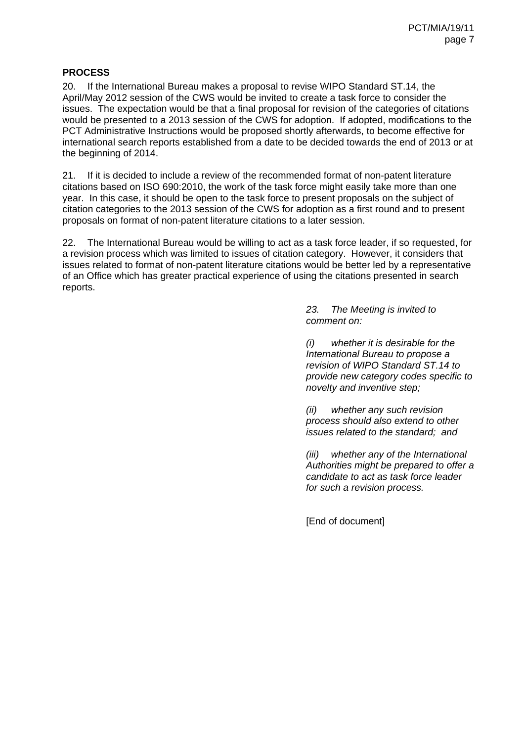**PROCESS**

20. If the International Bureau makes a proposal to revise WIPO Standard ST.14, the April/May 2012 session of the CWS would be invited to create a task force to consider the issues. The expectation would be that a final proposal for revision of the categories of citations would be presented to a 2013 session of the CWS for adoption. If adopted, modifications to the PCT Administrative Instructions would be proposed shortly afterwards, to become effective for international search reports established from a date to be decided towards the end of 2013 or at the beginning of 2014.

21. If it is decided to include a review of the recommended format of non-patent literature citations based on ISO 690:2010, the work of the task force might easily take more than one year. In this case, it should be open to the task force to present proposals on the subject of citation categories to the 2013 session of the CWS for adoption as a first round and to present proposals on format of non-patent literature citations to a later session.

22. The International Bureau would be willing to act as a task force leader, if so requested, for a revision process which was limited to issues of citation category. However, it considers that issues related to format of non-patent literature citations would be better led by a representative of an Office which has greater practical experience of using the citations presented in search reports.

*23. The Meeting is invited to comment on:*

*(i) whether it is desirable for the International Bureau to propose a revision of WIPO Standard ST.14 to provide new category codes specific to novelty and inventive step;*

*(ii) whether any such revision process should also extend to other issues related to the standard; and*

*(iii) whether any of the International Authorities might be prepared to offer a candidate to act as task force leader for such a revision process.*

[End of document]